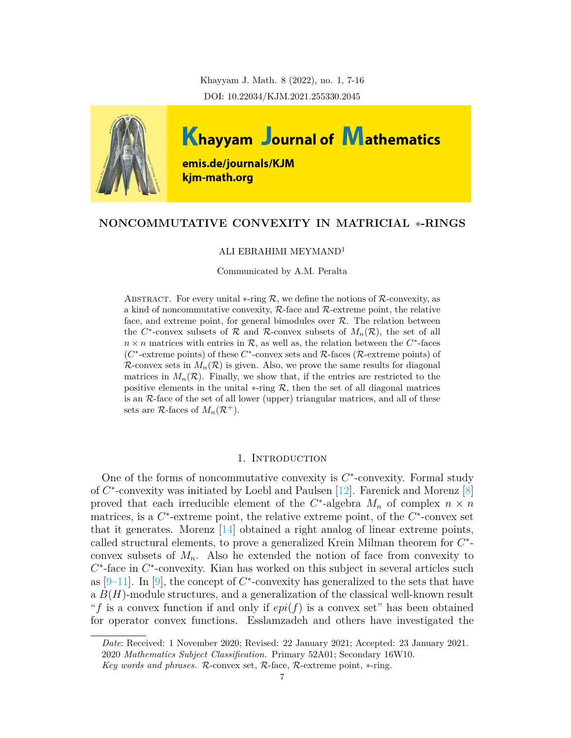# NONCOMMUTATIVE CONVEXITY IN MATRICIAL $*$-RINGS

ALI EBRAHIMI MEYMAND[1]

Communicated by A.M. Peralta

Abstract. For every unital $*$-ring $\mathcal{R}$, we define the notions of $\mathcal{R}$-convexity, as a kind of noncommutative convexity, $\mathcal{R}$-face and $\mathcal{R}$-extreme point, the relative face, and extreme point, for general bimodules over $\mathcal{R}$. The relation between the $C^*$-convex subsets of $\mathcal{R}$ and $\mathcal{R}$-convex subsets of $M_n(\mathcal{R})$, the set of all $n \times n$ matrices with entries in $\mathcal{R}$, as well as, the relation between the $C^*$-faces ($C^*$-extreme points) of these $C^*$-convex sets and $\mathcal{R}$-faces ($\mathcal{R}$-extreme points) of $\mathcal{R}$-convex sets in $M_n(\mathcal{R})$ is given. Also, we prove the same results for diagonal matrices in $M_n(\mathcal{R})$. Finally, we show that, if the entries are restricted to the positive elements in the unital $*$-ring $\mathcal{R}$, then the set of all diagonal matrices is an $\mathcal{R}$-face of the set of all lower (upper) triangular matrices, and all of these sets are $\mathcal{R}$-faces of $M_n(\mathcal{R}^+)$.

## 1. Introduction

One of the forms of noncommutative convexity is $C^*$-convexity. Formal study of $C^*$-convexity was initiated by Loebl and Paulsen [12]. Farenick and Morenz [8] proved that each irreducible element of the $C^*$-algebra $M_n$ of complex $n \times n$ matrices, is a $C^*$-extreme point, the relative extreme point, of the $C^*$-convex set that it generates. Morenz [14] obtained a right analog of linear extreme points, called structural elements, to prove a generalized Krein Milman theorem for $C^*$-convex subsets of $M_n$. Also he extended the notion of face from convexity to $C^*$-face in $C^*$-convexity. Kian has worked on this subject in several articles such as [9–11]. In [9], the concept of $C^*$-convexity has generalized to the sets that have a $B(H)$-module structures, and a generalization of the classical well-known result "$f$ is a convex function if and only if $epi(f)$ is a convex set" has been obtained for operator convex functions. Esslamzadeh and others have investigated the

---

*Date*: Received: 1 November 2020; Revised: 22 January 2021; Accepted: 23 January 2021.

2020 *Mathematics Subject Classification.* Primary 52A01; Secondary 16W10.

*Key words and phrases.* $\mathcal{R}$-convex set, $\mathcal{R}$-face, $\mathcal{R}$-extreme point, $*$-ring.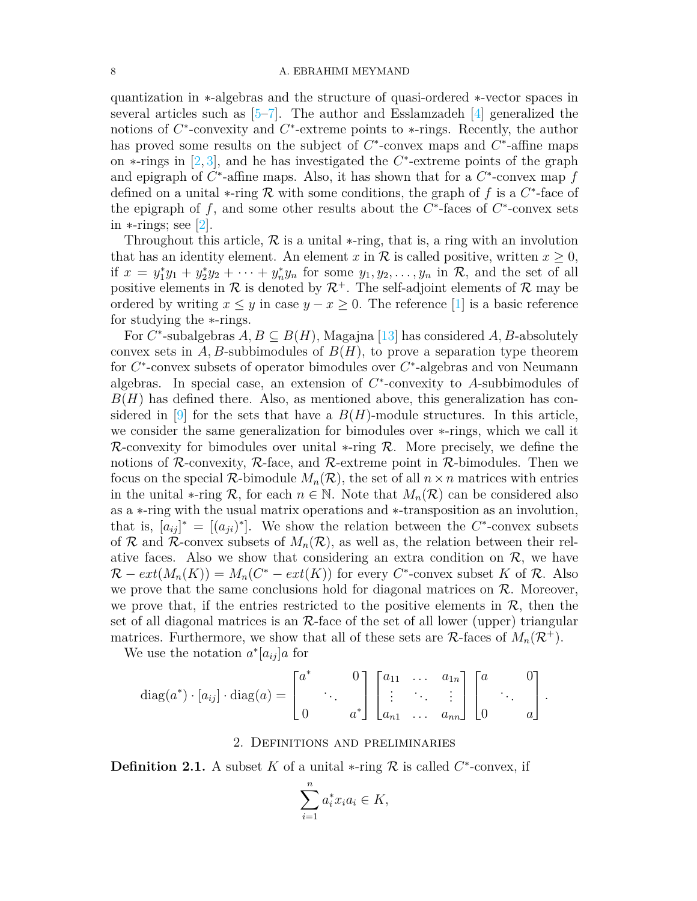quantization in $*$-algebras and the structure of quasi-ordered $*$-vector spaces in several articles such as [5–7]. The author and Esslamzadeh [4] generalized the notions of $C^*$-convexity and $C^*$-extreme points to $*$-rings. Recently, the author has proved some results on the subject of $C^*$-convex maps and $C^*$-affine maps on $*$-rings in [2, 3], and he has investigated the $C^*$-extreme points of the graph and epigraph of $C^*$-affine maps. Also, it has shown that for a $C^*$-convex map $f$ defined on a unital $*$-ring $\mathcal{R}$ with some conditions, the graph of $f$ is a $C^*$-face of the epigraph of $f$, and some other results about the $C^*$-faces of $C^*$-convex sets in $*$-rings; see [2].

Throughout this article, $\mathcal{R}$ is a unital $*$-ring, that is, a ring with an involution that has an identity element. An element $x$ in $\mathcal{R}$ is called positive, written $x \geq 0$, if $x = y_1^*y_1 + y_2^*y_2 + \cdots + y_n^*y_n$ for some $y_1, y_2, \ldots, y_n$ in $\mathcal{R}$, and the set of all positive elements in $\mathcal{R}$ is denoted by $\mathcal{R}^+$. The self-adjoint elements of $\mathcal{R}$ may be ordered by writing $x \leq y$ in case $y - x \geq 0$. The reference [1] is a basic reference for studying the $*$-rings.

For $C^*$-subalgebras $A, B \subseteq B(H)$, Magajna [13] has considered $A, B$-absolutely convex sets in $A, B$-subbimodules of $B(H)$, to prove a separation type theorem for $C^*$-convex subsets of operator bimodules over $C^*$-algebras and von Neumann algebras. In special case, an extension of $C^*$-convexity to $A$-subbimodules of $B(H)$ has defined there. Also, as mentioned above, this generalization has considered in [9] for the sets that have a $B(H)$-module structures. In this article, we consider the same generalization for bimodules over $*$-rings, which we call it $\mathcal{R}$-convexity for bimodules over unital $*$-ring $\mathcal{R}$. More precisely, we define the notions of $\mathcal{R}$-convexity, $\mathcal{R}$-face, and $\mathcal{R}$-extreme point in $\mathcal{R}$-bimodules. Then we focus on the special $\mathcal{R}$-bimodule $M_n(\mathcal{R})$, the set of all $n \times n$ matrices with entries in the unital $*$-ring $\mathcal{R}$, for each $n \in \mathbb{N}$. Note that $M_n(\mathcal{R})$ can be considered also as a $*$-ring with the usual matrix operations and $*$-transposition as an involution, that is, $[a_{ij}]^* = [(a_{ji})^*]$. We show the relation between the $C^*$-convex subsets of $\mathcal{R}$ and $\mathcal{R}$-convex subsets of $M_n(\mathcal{R})$, as well as, the relation between their relative faces. Also we show that considering an extra condition on $\mathcal{R}$, we have $\mathcal{R} - ext(M_n(K)) = M_n(C^* - ext(K))$ for every $C^*$-convex subset $K$ of $\mathcal{R}$. Also we prove that the same conclusions hold for diagonal matrices on $\mathcal{R}$. Moreover, we prove that, if the entries restricted to the positive elements in $\mathcal{R}$, then the set of all diagonal matrices is an $\mathcal{R}$-face of the set of all lower (upper) triangular matrices. Furthermore, we show that all of these sets are $\mathcal{R}$-faces of $M_n(\mathcal{R}^+)$.

We use the notation $a^*[a_{ij}]a$ for

$$\operatorname{diag}(a^*) \cdot [a_{ij}] \cdot \operatorname{diag}(a) = \begin{bmatrix} a^* & & 0 \\ & \ddots & \\ 0 & & a^* \end{bmatrix} \begin{bmatrix} a_{11} & \ldots & a_{1n} \\ \vdots & \ddots & \vdots \\ a_{n1} & \ldots & a_{nn} \end{bmatrix} \begin{bmatrix} a & & 0 \\ & \ddots & \\ 0 & & a \end{bmatrix}.$$

## 2. Definitions and preliminaries

**Definition 2.1.** A subset $K$ of a unital $*$-ring $\mathcal{R}$ is called $C^*$-convex, if

$$\sum_{i=1}^{n} a_i^* x_i a_i \in K,$$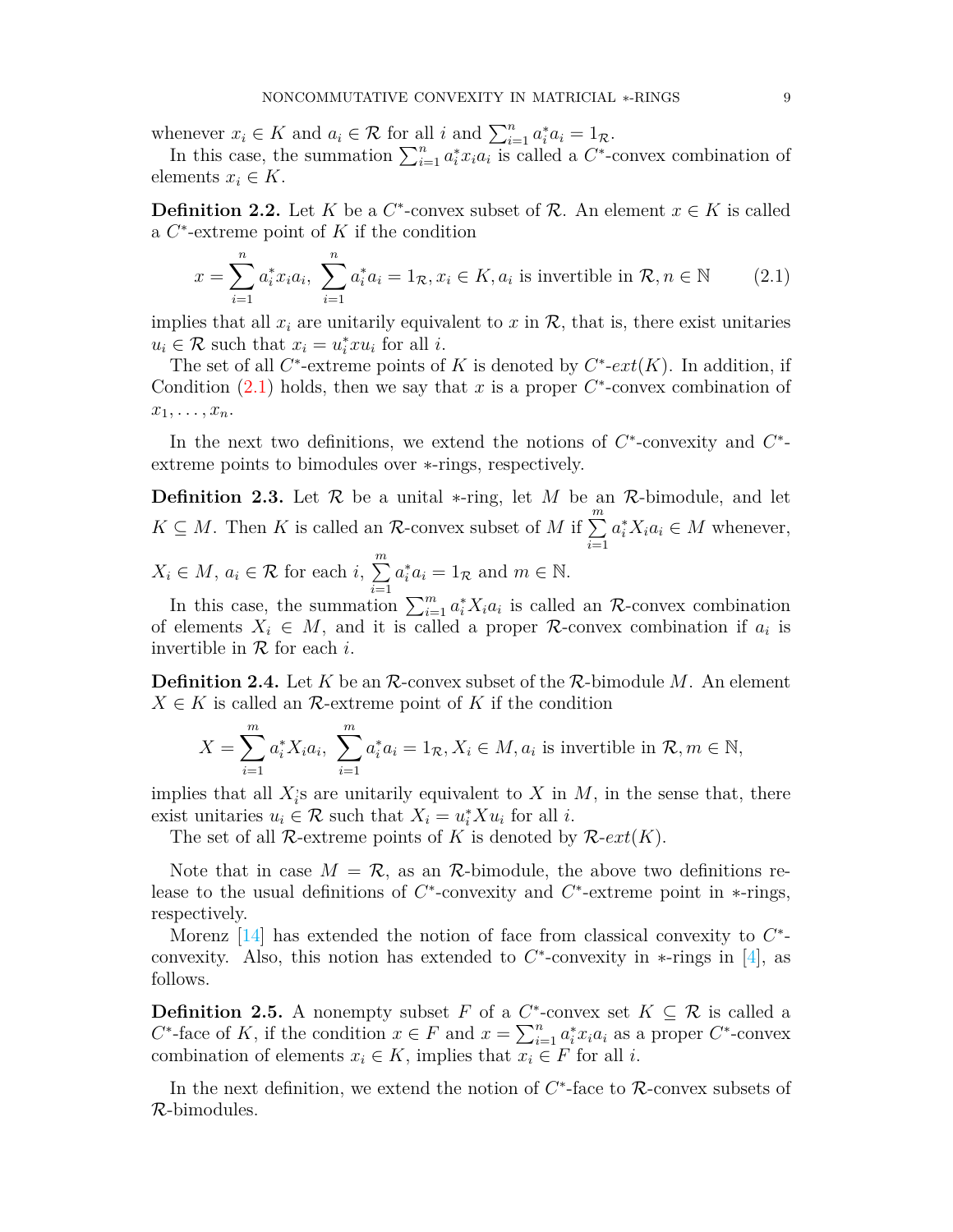whenever $x_i \in K$ and $a_i \in \mathcal{R}$ for all $i$ and $\sum_{i=1}^n a_i^* a_i = 1_{\mathcal{R}}$.

In this case, the summation $\sum_{i=1}^n a_i^* x_i a_i$ is called a $C^*$-convex combination of elements $x_i \in K$.

**Definition 2.2.** Let $K$ be a $C^*$-convex subset of $\mathcal{R}$. An element $x \in K$ is called a $C^*$-extreme point of $K$ if the condition

$$x = \sum_{i=1}^n a_i^* x_i a_i, \ \sum_{i=1}^n a_i^* a_i = 1_{\mathcal{R}}, x_i \in K, a_i \text{ is invertible in } \mathcal{R}, n \in \mathbb{N} \tag{2.1}$$

implies that all $x_i$ are unitarily equivalent to $x$ in $\mathcal{R}$, that is, there exist unitaries $u_i \in \mathcal{R}$ such that $x_i = u_i^* x u_i$ for all $i$.

The set of all $C^*$-extreme points of $K$ is denoted by $C^*$-$ext(K)$. In addition, if Condition (2.1) holds, then we say that $x$ is a proper $C^*$-convex combination of $x_1, \ldots, x_n$.

In the next two definitions, we extend the notions of $C^*$-convexity and $C^*$-extreme points to bimodules over $*$-rings, respectively.

**Definition 2.3.** Let $\mathcal{R}$ be a unital $*$-ring, let $M$ be an $\mathcal{R}$-bimodule, and let $K \subseteq M$. Then $K$ is called an $\mathcal{R}$-convex subset of $M$ if $\sum_{i=1}^m a_i^* X_i a_i \in M$ whenever, $X_i \in M$, $a_i \in \mathcal{R}$ for each $i$, $\sum_{i=1}^m a_i^* a_i = 1_{\mathcal{R}}$ and $m \in \mathbb{N}$.

In this case, the summation $\sum_{i=1}^m a_i^* X_i a_i$ is called an $\mathcal{R}$-convex combination of elements $X_i \in M$, and it is called a proper $\mathcal{R}$-convex combination if $a_i$ is invertible in $\mathcal{R}$ for each $i$.

**Definition 2.4.** Let $K$ be an $\mathcal{R}$-convex subset of the $\mathcal{R}$-bimodule $M$. An element $X \in K$ is called an $\mathcal{R}$-extreme point of $K$ if the condition

$$X = \sum_{i=1}^m a_i^* X_i a_i, \ \sum_{i=1}^m a_i^* a_i = 1_{\mathcal{R}}, X_i \in M, a_i \text{ is invertible in } \mathcal{R}, m \in \mathbb{N},$$

implies that all $X_i$s are unitarily equivalent to $X$ in $M$, in the sense that, there exist unitaries $u_i \in \mathcal{R}$ such that $X_i = u_i^* X u_i$ for all $i$.

The set of all $\mathcal{R}$-extreme points of $K$ is denoted by $\mathcal{R}$-$ext(K)$.

Note that in case $M = \mathcal{R}$, as an $\mathcal{R}$-bimodule, the above two definitions release to the usual definitions of $C^*$-convexity and $C^*$-extreme point in $*$-rings, respectively.

Morenz [14] has extended the notion of face from classical convexity to $C^*$-convexity. Also, this notion has extended to $C^*$-convexity in $*$-rings in [4], as follows.

**Definition 2.5.** A nonempty subset $F$ of a $C^*$-convex set $K \subseteq \mathcal{R}$ is called a $C^*$-face of $K$, if the condition $x \in F$ and $x = \sum_{i=1}^n a_i^* x_i a_i$ as a proper $C^*$-convex combination of elements $x_i \in K$, implies that $x_i \in F$ for all $i$.

In the next definition, we extend the notion of $C^*$-face to $\mathcal{R}$-convex subsets of $\mathcal{R}$-bimodules.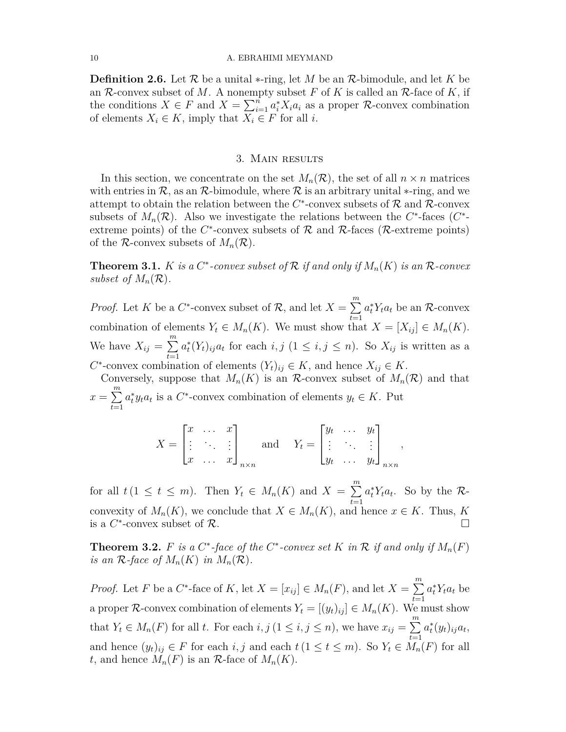**Definition 2.6.** Let $\mathcal{R}$ be a unital $*$-ring, let $M$ be an $\mathcal{R}$-bimodule, and let $K$ be an $\mathcal{R}$-convex subset of $M$. A nonempty subset $F$ of $K$ is called an $\mathcal{R}$-face of $K$, if the conditions $X \in F$ and $X = \sum_{i=1}^{n} a_i^* X_i a_i$ as a proper $\mathcal{R}$-convex combination of elements $X_i \in K$, imply that $X_i \in F$ for all $i$.

## 3. Main results

In this section, we concentrate on the set $M_n(\mathcal{R})$, the set of all $n \times n$ matrices with entries in $\mathcal{R}$, as an $\mathcal{R}$-bimodule, where $\mathcal{R}$ is an arbitrary unital $*$-ring, and we attempt to obtain the relation between the $C^*$-convex subsets of $\mathcal{R}$ and $\mathcal{R}$-convex subsets of $M_n(\mathcal{R})$. Also we investigate the relations between the $C^*$-faces ($C^*$-extreme points) of the $C^*$-convex subsets of $\mathcal{R}$ and $\mathcal{R}$-faces ($\mathcal{R}$-extreme points) of the $\mathcal{R}$-convex subsets of $M_n(\mathcal{R})$.

**Theorem 3.1.** *$K$ is a $C^*$-convex subset of $\mathcal{R}$ if and only if $M_n(K)$ is an $\mathcal{R}$-convex subset of $M_n(\mathcal{R})$.*

*Proof.* Let $K$ be a $C^*$-convex subset of $\mathcal{R}$, and let $X = \sum\limits_{t=1}^{m} a_t^* Y_t a_t$ be an $\mathcal{R}$-convex combination of elements $Y_t \in M_n(K)$. We must show that $X = [X_{ij}] \in M_n(K)$. We have $X_{ij} = \sum\limits_{t=1}^{m} a_t^* (Y_t)_{ij} a_t$ for each $i, j$ $(1 \leq i, j \leq n)$. So $X_{ij}$ is written as a $C^*$-convex combination of elements $(Y_t)_{ij} \in K$, and hence $X_{ij} \in K$.

Conversely, suppose that $M_n(K)$ is an $\mathcal{R}$-convex subset of $M_n(\mathcal{R})$ and that $x = \sum\limits_{t=1}^{m} a_t^* y_t a_t$ is a $C^*$-convex combination of elements $y_t \in K$. Put

$$X = \begin{bmatrix} x & \dots & x \\ \vdots & \ddots & \vdots \\ x & \dots & x \end{bmatrix}_{n \times n} \quad \text{and} \quad Y_t = \begin{bmatrix} y_t & \dots & y_t \\ \vdots & \ddots & \vdots \\ y_t & \dots & y_t \end{bmatrix}_{n \times n},$$

for all $t\,(1 \leq t \leq m)$. Then $Y_t \in M_n(K)$ and $X = \sum\limits_{t=1}^{m} a_t^* Y_t a_t$. So by the $\mathcal{R}$-convexity of $M_n(K)$, we conclude that $X \in M_n(K)$, and hence $x \in K$. Thus, $K$ is a $C^*$-convex subset of $\mathcal{R}$. $\square$

**Theorem 3.2.** *$F$ is a $C^*$-face of the $C^*$-convex set $K$ in $\mathcal{R}$ if and only if $M_n(F)$ is an $\mathcal{R}$-face of $M_n(K)$ in $M_n(\mathcal{R})$.*

*Proof.* Let $F$ be a $C^*$-face of $K$, let $X = [x_{ij}] \in M_n(F)$, and let $X = \sum\limits_{t=1}^{m} a_t^* Y_t a_t$ be a proper $\mathcal{R}$-convex combination of elements $Y_t = [(y_t)_{ij}] \in M_n(K)$. We must show that $Y_t \in M_n(F)$ for all $t$. For each $i, j\,(1 \leq i, j \leq n)$, we have $x_{ij} = \sum\limits_{t=1}^{m} a_t^* (y_t)_{ij} a_t$, and hence $(y_t)_{ij} \in F$ for each $i, j$ and each $t\,(1 \leq t \leq m)$. So $Y_t \in M_n(F)$ for all $t$, and hence $M_n(F)$ is an $\mathcal{R}$-face of $M_n(K)$.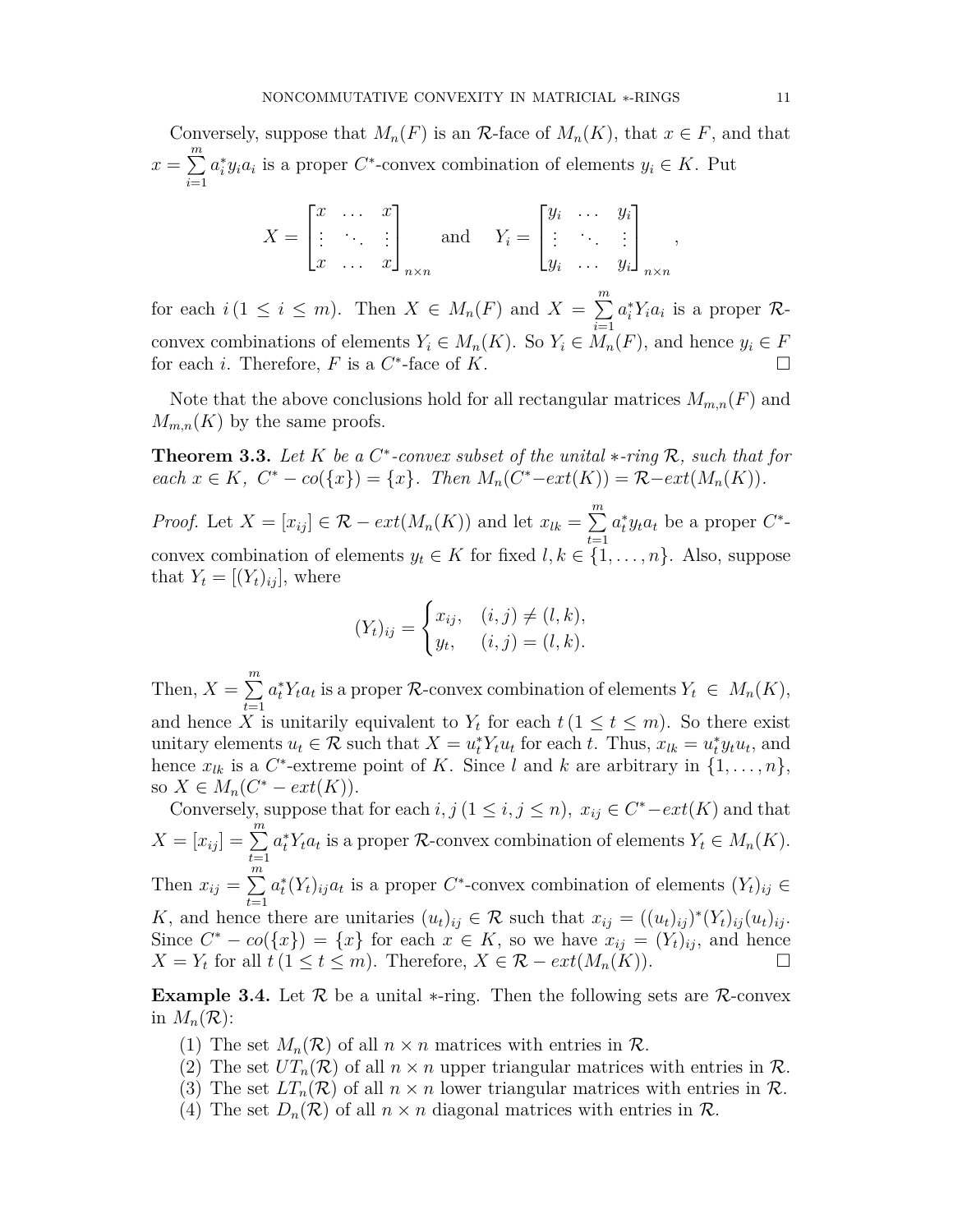Conversely, suppose that $M_n(F)$ is an $\mathcal{R}$-face of $M_n(K)$, that $x \in F$, and that $x = \sum_{i=1}^{m} a_i^* y_i a_i$ is a proper $C^*$-convex combination of elements $y_i \in K$. Put

$$X = \begin{bmatrix} x & \dots & x \\ \vdots & \ddots & \vdots \\ x & \dots & x \end{bmatrix}_{n\times n} \quad \text{and} \quad Y_i = \begin{bmatrix} y_i & \dots & y_i \\ \vdots & \ddots & \vdots \\ y_i & \dots & y_i \end{bmatrix}_{n\times n},$$

for each $i \, (1 \leq i \leq m)$. Then $X \in M_n(F)$ and $X = \sum_{i=1}^{m} a_i^* Y_i a_i$ is a proper $\mathcal{R}$-convex combinations of elements $Y_i \in M_n(K)$. So $Y_i \in M_n(F)$, and hence $y_i \in F$ for each $i$. Therefore, $F$ is a $C^*$-face of $K$. ☐

Note that the above conclusions hold for all rectangular matrices $M_{m,n}(F)$ and $M_{m,n}(K)$ by the same proofs.

**Theorem 3.3.** *Let $K$ be a $C^*$-convex subset of the unital $*$-ring $\mathcal{R}$, such that for each $x \in K$, $C^* - co(\{x\}) = \{x\}$. Then $M_n(C^*{-}ext(K)) = \mathcal{R}{-}ext(M_n(K))$.*

*Proof.* Let $X = [x_{ij}] \in \mathcal{R} - ext(M_n(K))$ and let $x_{lk} = \sum_{t=1}^{m} a_t^* y_t a_t$ be a proper $C^*$-convex combination of elements $y_t \in K$ for fixed $l, k \in \{1, \dots, n\}$. Also, suppose that $Y_t = [(Y_t)_{ij}]$, where

$$(Y_t)_{ij} = \begin{cases} x_{ij}, & (i,j) \neq (l,k), \\ y_t, & (i,j) = (l,k). \end{cases}$$

Then, $X = \sum_{t=1}^{m} a_t^* Y_t a_t$ is a proper $\mathcal{R}$-convex combination of elements $Y_t \in M_n(K)$, and hence $X$ is unitarily equivalent to $Y_t$ for each $t \, (1 \leq t \leq m)$. So there exist unitary elements $u_t \in \mathcal{R}$ such that $X = u_t^* Y_t u_t$ for each $t$. Thus, $x_{lk} = u_t^* y_t u_t$, and hence $x_{lk}$ is a $C^*$-extreme point of $K$. Since $l$ and $k$ are arbitrary in $\{1, \dots, n\}$, so $X \in M_n(C^* - ext(K))$.

Conversely, suppose that for each $i, j \, (1 \leq i, j \leq n)$, $x_{ij} \in C^*{-}ext(K)$ and that $X = [x_{ij}] = \sum_{t=1}^{m} a_t^* Y_t a_t$ is a proper $\mathcal{R}$-convex combination of elements $Y_t \in M_n(K)$. Then $x_{ij} = \sum_{t=1}^{m} a_t^* (Y_t)_{ij} a_t$ is a proper $C^*$-convex combination of elements $(Y_t)_{ij} \in K$, and hence there are unitaries $(u_t)_{ij} \in \mathcal{R}$ such that $x_{ij} = ((u_t)_{ij})^* (Y_t)_{ij} (u_t)_{ij}$. Since $C^* - co(\{x\}) = \{x\}$ for each $x \in K$, so we have $x_{ij} = (Y_t)_{ij}$, and hence $X = Y_t$ for all $t \, (1 \leq t \leq m)$. Therefore, $X \in \mathcal{R} - ext(M_n(K))$. ☐

**Example 3.4.** Let $\mathcal{R}$ be a unital $*$-ring. Then the following sets are $\mathcal{R}$-convex in $M_n(\mathcal{R})$:

1. The set $M_n(\mathcal{R})$ of all $n \times n$ matrices with entries in $\mathcal{R}$.
2. The set $UT_n(\mathcal{R})$ of all $n \times n$ upper triangular matrices with entries in $\mathcal{R}$.
3. The set $LT_n(\mathcal{R})$ of all $n \times n$ lower triangular matrices with entries in $\mathcal{R}$.
4. The set $D_n(\mathcal{R})$ of all $n \times n$ diagonal matrices with entries in $\mathcal{R}$.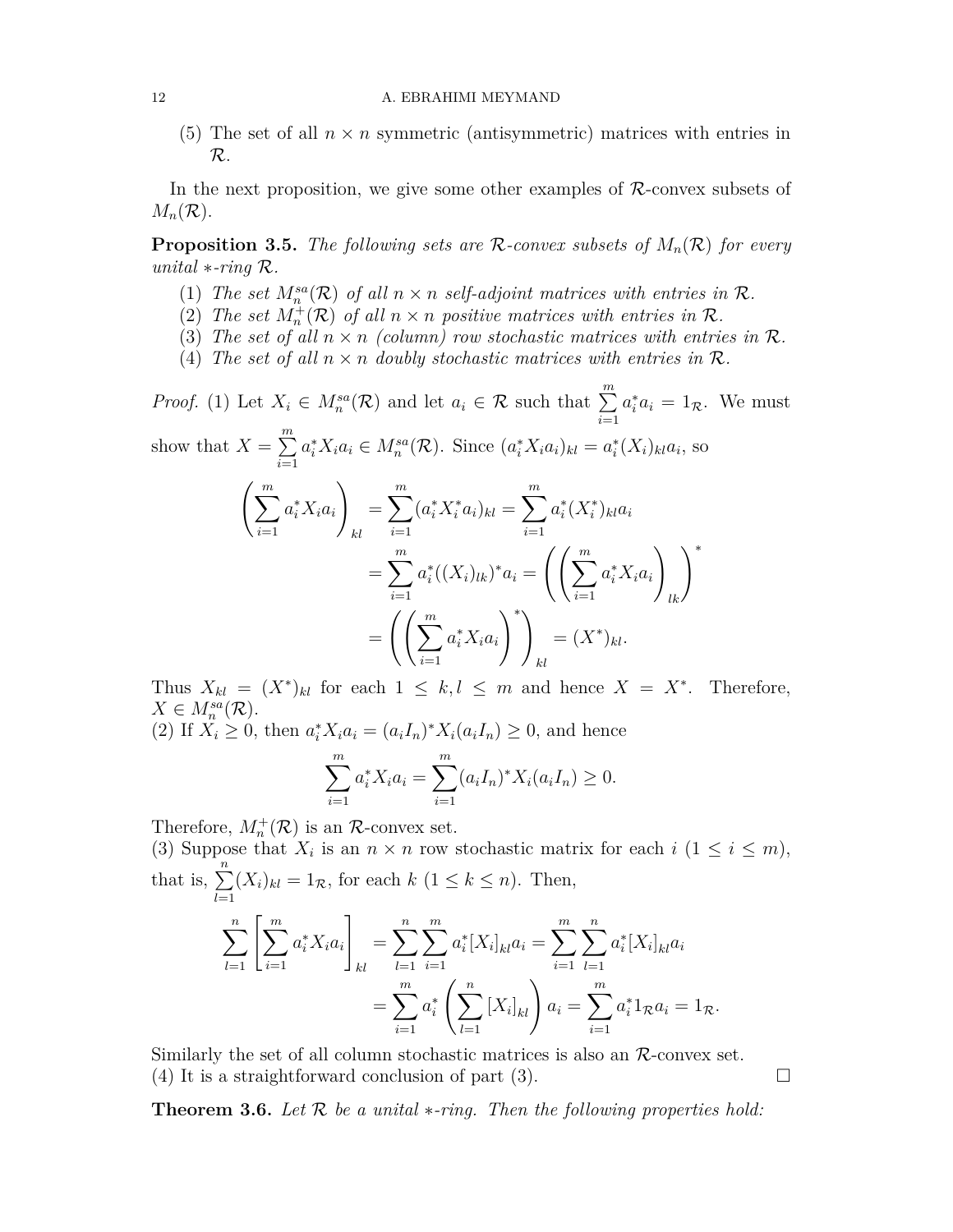(5) The set of all $n \times n$ symmetric (antisymmetric) matrices with entries in $\mathcal{R}$.

In the next proposition, we give some other examples of $\mathcal{R}$-convex subsets of $M_n(\mathcal{R})$.

**Proposition 3.5.** *The following sets are $\mathcal{R}$-convex subsets of $M_n(\mathcal{R})$ for every unital $*$-ring $\mathcal{R}$.*

1. *The set $M_n^{sa}(\mathcal{R})$ of all $n \times n$ self-adjoint matrices with entries in $\mathcal{R}$.*
2. *The set $M_n^{+}(\mathcal{R})$ of all $n \times n$ positive matrices with entries in $\mathcal{R}$.*
3. *The set of all $n \times n$ (column) row stochastic matrices with entries in $\mathcal{R}$.*
4. *The set of all $n \times n$ doubly stochastic matrices with entries in $\mathcal{R}$.*

*Proof.* (1) Let $X_i \in M_n^{sa}(\mathcal{R})$ and let $a_i \in \mathcal{R}$ such that $\sum\limits_{i=1}^{m} a_i^* a_i = 1_{\mathcal{R}}$. We must show that $X = \sum\limits_{i=1}^{m} a_i^* X_i a_i \in M_n^{sa}(\mathcal{R})$. Since $(a_i^* X_i a_i)_{kl} = a_i^*(X_i)_{kl} a_i$, so

$$\begin{aligned}
\left(\sum_{i=1}^{m} a_i^* X_i a_i\right)_{kl} &= \sum_{i=1}^{m} (a_i^* X_i^* a_i)_{kl} = \sum_{i=1}^{m} a_i^* (X_i^*)_{kl} a_i \\
&= \sum_{i=1}^{m} a_i^* ((X_i)_{lk})^* a_i = \left(\left(\sum_{i=1}^{m} a_i^* X_i a_i\right)_{lk}\right)^* \\
&= \left(\left(\sum_{i=1}^{m} a_i^* X_i a_i\right)^*\right)_{kl} = (X^*)_{kl}.
\end{aligned}$$

Thus $X_{kl} = (X^*)_{kl}$ for each $1 \leq k, l \leq m$ and hence $X = X^*$. Therefore, $X \in M_n^{sa}(\mathcal{R})$.
(2) If $X_i \geq 0$, then $a_i^* X_i a_i = (a_i I_n)^* X_i (a_i I_n) \geq 0$, and hence

$$\sum_{i=1}^{m} a_i^* X_i a_i = \sum_{i=1}^{m} (a_i I_n)^* X_i (a_i I_n) \geq 0.$$

Therefore, $M_n^{+}(\mathcal{R})$ is an $\mathcal{R}$-convex set.
(3) Suppose that $X_i$ is an $n \times n$ row stochastic matrix for each $i$ ($1 \leq i \leq m$), that is, $\sum\limits_{l=1}^{n} (X_i)_{kl} = 1_{\mathcal{R}}$, for each $k$ ($1 \leq k \leq n$). Then,

$$\begin{aligned}
\sum_{l=1}^{n} \left[\sum_{i=1}^{m} a_i^* X_i a_i\right]_{kl} &= \sum_{l=1}^{n} \sum_{i=1}^{m} a_i^* [X_i]_{kl} a_i = \sum_{i=1}^{m} \sum_{l=1}^{n} a_i^* [X_i]_{kl} a_i \\
&= \sum_{i=1}^{m} a_i^* \left(\sum_{l=1}^{n} [X_i]_{kl}\right) a_i = \sum_{i=1}^{m} a_i^* 1_{\mathcal{R}} a_i = 1_{\mathcal{R}}.
\end{aligned}$$

Similarly the set of all column stochastic matrices is also an $\mathcal{R}$-convex set.
(4) It is a straightforward conclusion of part (3). $\square$

**Theorem 3.6.** *Let $\mathcal{R}$ be a unital $*$-ring. Then the following properties hold:*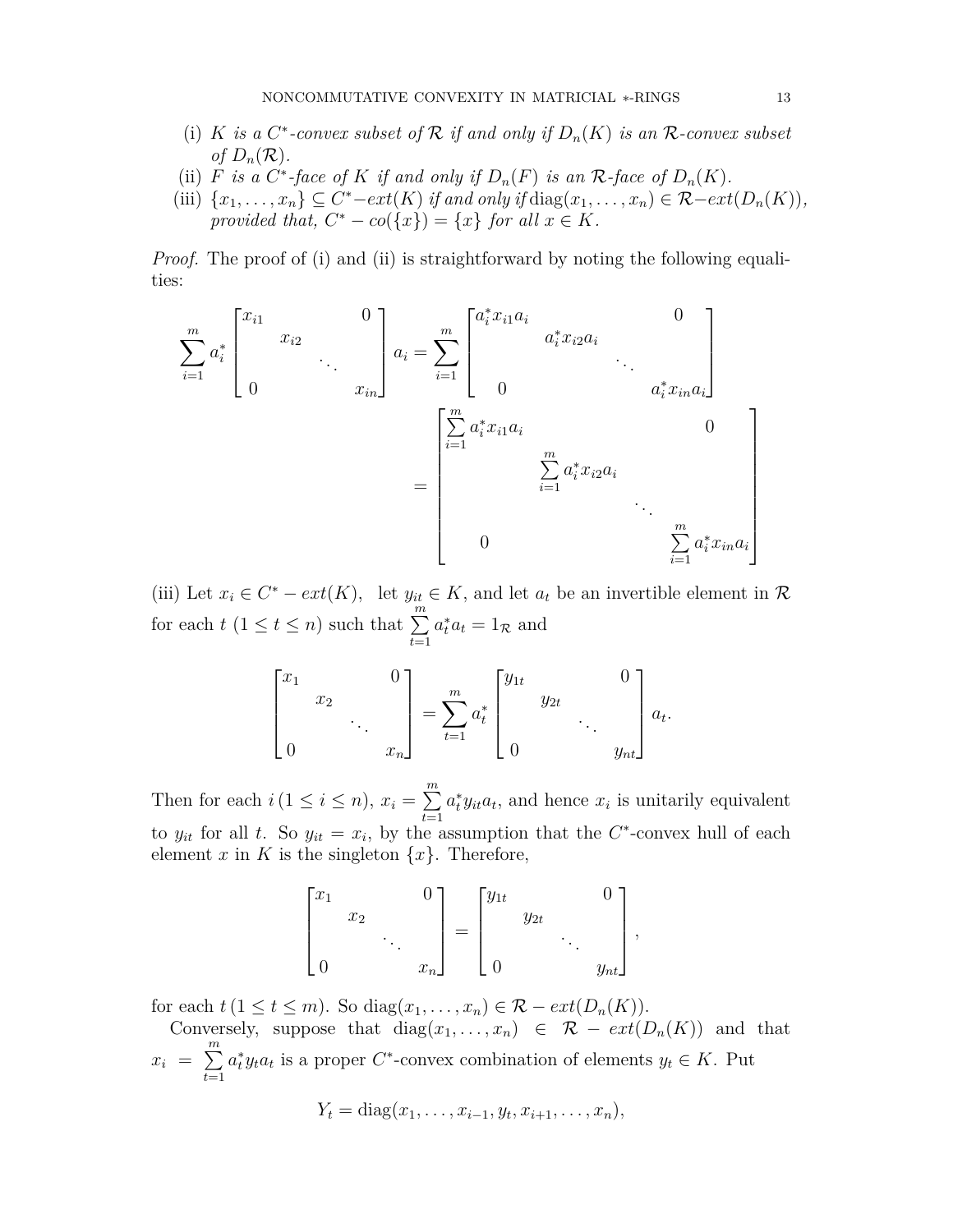(i) *$K$ is a $C^*$-convex subset of $\mathcal{R}$ if and only if $D_n(K)$ is an $\mathcal{R}$-convex subset of $D_n(\mathcal{R})$.*

(ii) *$F$ is a $C^*$-face of $K$ if and only if $D_n(F)$ is an $\mathcal{R}$-face of $D_n(K)$.*

(iii) *$\{x_1, \ldots, x_n\} \subseteq C^*{-}ext(K)$ if and only if $\operatorname{diag}(x_1, \ldots, x_n) \in \mathcal{R}{-}ext(D_n(K))$, provided that, $C^* - co(\{x\}) = \{x\}$ for all $x \in K$.*

*Proof.* The proof of (i) and (ii) is straightforward by noting the following equalities:

$$\sum_{i=1}^{m} a_i^* \begin{bmatrix} x_{i1} & & & 0 \\ & x_{i2} & & \\ & & \ddots & \\ 0 & & & x_{in} \end{bmatrix} a_i = \sum_{i=1}^{m} \begin{bmatrix} a_i^* x_{i1} a_i & & & 0 \\ & a_i^* x_{i2} a_i & & \\ & & \ddots & \\ 0 & & & a_i^* x_{in} a_i \end{bmatrix}$$

$$= \begin{bmatrix} \sum\limits_{i=1}^{m} a_i^* x_{i1} a_i & & & 0 \\ & \sum\limits_{i=1}^{m} a_i^* x_{i2} a_i & & \\ & & \ddots & \\ 0 & & & \sum\limits_{i=1}^{m} a_i^* x_{in} a_i \end{bmatrix}$$

(iii) Let $x_i \in C^* - ext(K)$, let $y_{it} \in K$, and let $a_t$ be an invertible element in $\mathcal{R}$ for each $t$ $(1 \leq t \leq n)$ such that $\sum\limits_{t=1}^{m} a_t^* a_t = 1_{\mathcal{R}}$ and

$$\begin{bmatrix} x_1 & & & 0 \\ & x_2 & & \\ & & \ddots & \\ 0 & & & x_n \end{bmatrix} = \sum_{t=1}^{m} a_t^* \begin{bmatrix} y_{1t} & & & 0 \\ & y_{2t} & & \\ & & \ddots & \\ 0 & & & y_{nt} \end{bmatrix} a_t.$$

Then for each $i\,(1 \leq i \leq n)$, $x_i = \sum\limits_{t=1}^{m} a_t^* y_{it} a_t$, and hence $x_i$ is unitarily equivalent to $y_{it}$ for all $t$. So $y_{it} = x_i$, by the assumption that the $C^*$-convex hull of each element $x$ in $K$ is the singleton $\{x\}$. Therefore,

$$\begin{bmatrix} x_1 & & & 0 \\ & x_2 & & \\ & & \ddots & \\ 0 & & & x_n \end{bmatrix} = \begin{bmatrix} y_{1t} & & & 0 \\ & y_{2t} & & \\ & & \ddots & \\ 0 & & & y_{nt} \end{bmatrix},$$

for each $t\,(1 \leq t \leq m)$. So $\operatorname{diag}(x_1, \ldots, x_n) \in \mathcal{R} - ext(D_n(K))$.

Conversely, suppose that $\operatorname{diag}(x_1, \ldots, x_n) \in \mathcal{R} - ext(D_n(K))$ and that $x_i = \sum\limits_{t=1}^{m} a_t^* y_t a_t$ is a proper $C^*$-convex combination of elements $y_t \in K$. Put

$$Y_t = \operatorname{diag}(x_1, \ldots, x_{i-1}, y_t, x_{i+1}, \ldots, x_n),$$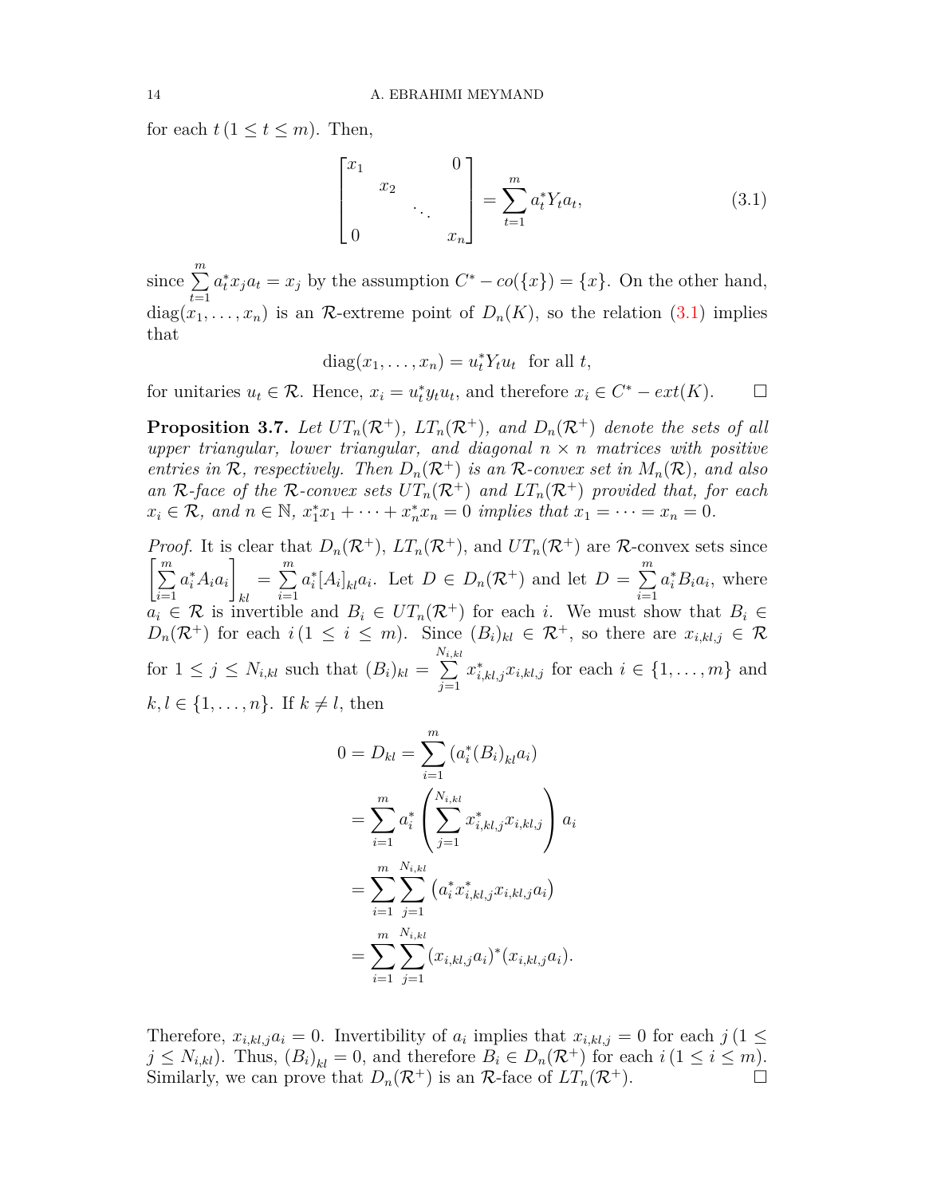for each $t\,(1 \le t \le m)$. Then,

$$\begin{bmatrix} x_1 & & & 0 \\ & x_2 & & \\ & & \ddots & \\ 0 & & & x_n \end{bmatrix} = \sum_{t=1}^{m} a_t^* Y_t a_t, \tag{3.1}$$

since $\sum_{t=1}^{m} a_t^* x_j a_t = x_j$ by the assumption $C^* - co(\{x\}) = \{x\}$. On the other hand, $\mathrm{diag}(x_1, \ldots, x_n)$ is an $\mathcal{R}$-extreme point of $D_n(K)$, so the relation (3.1) implies that

$$\mathrm{diag}(x_1, \ldots, x_n) = u_t^* Y_t u_t \quad \text{for all } t,$$

for unitaries $u_t \in \mathcal{R}$. Hence, $x_i = u_t^* y_t u_t$, and therefore $x_i \in C^* - ext(K)$. □

**Proposition 3.7.** *Let $UT_n(\mathcal{R}^+)$, $LT_n(\mathcal{R}^+)$, and $D_n(\mathcal{R}^+)$ denote the sets of all upper triangular, lower triangular, and diagonal $n \times n$ matrices with positive entries in $\mathcal{R}$, respectively. Then $D_n(\mathcal{R}^+)$ is an $\mathcal{R}$-convex set in $M_n(\mathcal{R})$, and also an $\mathcal{R}$-face of the $\mathcal{R}$-convex sets $UT_n(\mathcal{R}^+)$ and $LT_n(\mathcal{R}^+)$ provided that, for each $x_i \in \mathcal{R}$, and $n \in \mathbb{N}$, $x_1^* x_1 + \cdots + x_n^* x_n = 0$ implies that $x_1 = \cdots = x_n = 0$.*

*Proof.* It is clear that $D_n(\mathcal{R}^+)$, $LT_n(\mathcal{R}^+)$, and $UT_n(\mathcal{R}^+)$ are $\mathcal{R}$-convex sets since $\left[\sum_{i=1}^{m} a_i^* A_i a_i\right]_{kl} = \sum_{i=1}^{m} a_i^* [A_i]_{kl} a_i$. Let $D \in D_n(\mathcal{R}^+)$ and let $D = \sum_{i=1}^{m} a_i^* B_i a_i$, where $a_i \in \mathcal{R}$ is invertible and $B_i \in UT_n(\mathcal{R}^+)$ for each $i$. We must show that $B_i \in D_n(\mathcal{R}^+)$ for each $i\,(1 \le i \le m)$. Since $(B_i)_{kl} \in \mathcal{R}^+$, so there are $x_{i,kl,j} \in \mathcal{R}$ for $1 \le j \le N_{i,kl}$ such that $(B_i)_{kl} = \sum_{j=1}^{N_{i,kl}} x_{i,kl,j}^* x_{i,kl,j}$ for each $i \in \{1, \ldots, m\}$ and $k, l \in \{1, \ldots, n\}$. If $k \neq l$, then

$$\begin{aligned} 0 = D_{kl} &= \sum_{i=1}^{m} \left(a_i^* (B_i)_{kl} a_i\right) \\ &= \sum_{i=1}^{m} a_i^* \left( \sum_{j=1}^{N_{i,kl}} x_{i,kl,j}^* x_{i,kl,j} \right) a_i \\ &= \sum_{i=1}^{m} \sum_{j=1}^{N_{i,kl}} \left( a_i^* x_{i,kl,j}^* x_{i,kl,j} a_i \right) \\ &= \sum_{i=1}^{m} \sum_{j=1}^{N_{i,kl}} (x_{i,kl,j} a_i)^* (x_{i,kl,j} a_i). \end{aligned}$$

Therefore, $x_{i,kl,j} a_i = 0$. Invertibility of $a_i$ implies that $x_{i,kl,j} = 0$ for each $j\,(1 \le j \le N_{i,kl})$. Thus, $(B_i)_{kl} = 0$, and therefore $B_i \in D_n(\mathcal{R}^+)$ for each $i\,(1 \le i \le m)$. Similarly, we can prove that $D_n(\mathcal{R}^+)$ is an $\mathcal{R}$-face of $LT_n(\mathcal{R}^+)$. □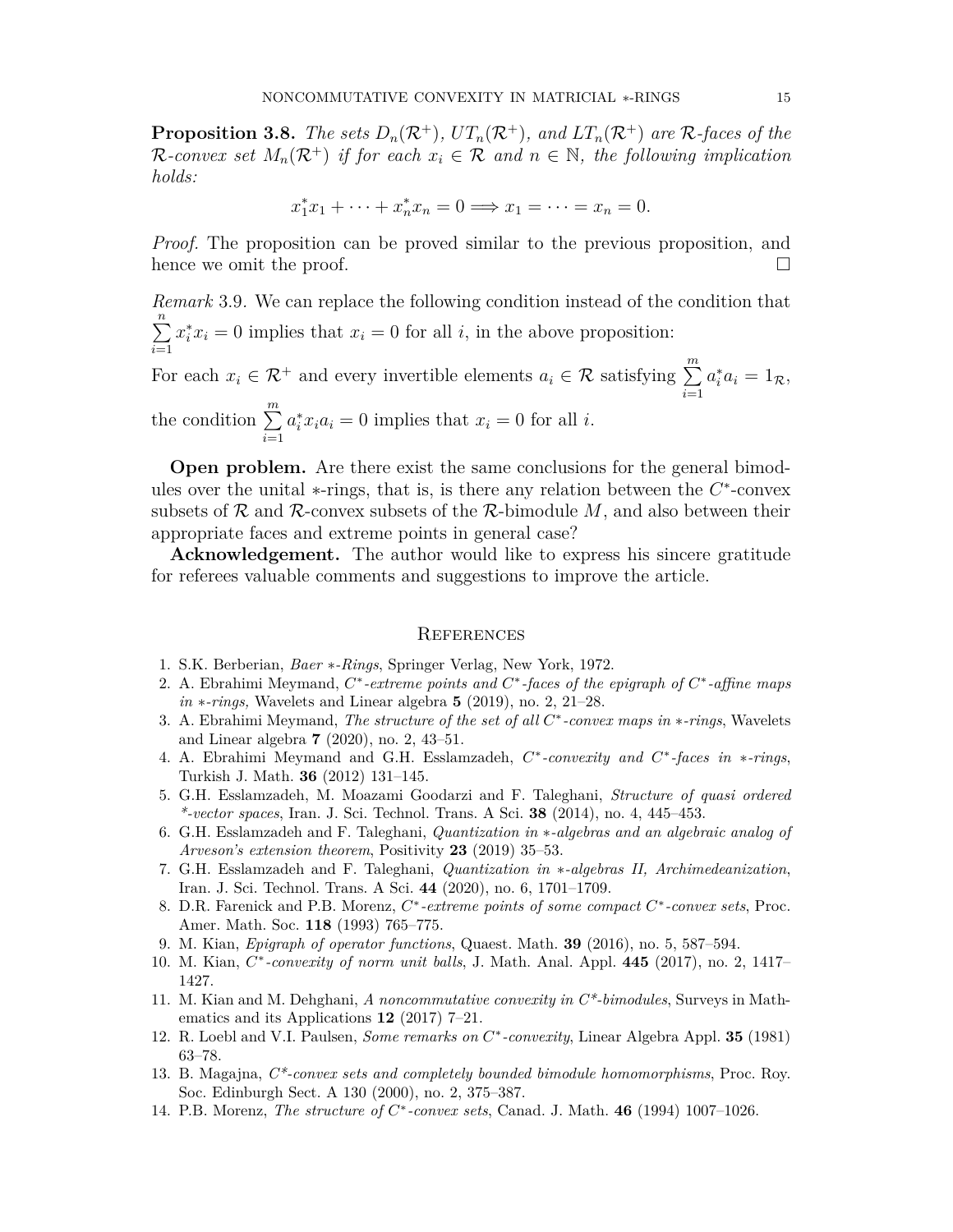**Proposition 3.8.** *The sets $D_n(\mathcal{R}^+)$, $UT_n(\mathcal{R}^+)$, and $LT_n(\mathcal{R}^+)$ are $\mathcal{R}$-faces of the $\mathcal{R}$-convex set $M_n(\mathcal{R}^+)$ if for each $x_i \in \mathcal{R}$ and $n \in \mathbb{N}$, the following implication holds:*

$$x_1^* x_1 + \cdots + x_n^* x_n = 0 \Longrightarrow x_1 = \cdots = x_n = 0.$$

*Proof.* The proposition can be proved similar to the previous proposition, and hence we omit the proof. □

*Remark* 3.9. We can replace the following condition instead of the condition that $\sum_{i=1}^{n} x_i^* x_i = 0$ implies that $x_i = 0$ for all $i$, in the above proposition:

For each $x_i \in \mathcal{R}^+$ and every invertible elements $a_i \in \mathcal{R}$ satisfying $\sum_{i=1}^{m} a_i^* a_i = 1_{\mathcal{R}}$, the condition $\sum_{i=1}^{m} a_i^* x_i a_i = 0$ implies that $x_i = 0$ for all $i$.

**Open problem.** Are there exist the same conclusions for the general bimodules over the unital $*$-rings, that is, is there any relation between the $C^*$-convex subsets of $\mathcal{R}$ and $\mathcal{R}$-convex subsets of the $\mathcal{R}$-bimodule $M$, and also between their appropriate faces and extreme points in general case?

**Acknowledgement.** The author would like to express his sincere gratitude for referees valuable comments and suggestions to improve the article.

## References

1. S.K. Berberian, *Baer $*$-Rings*, Springer Verlag, New York, 1972.
2. A. Ebrahimi Meymand, *$C^*$-extreme points and $C^*$-faces of the epigraph of $C^*$-affine maps in $*$-rings,* Wavelets and Linear algebra **5** (2019), no. 2, 21–28.
3. A. Ebrahimi Meymand, *The structure of the set of all $C^*$-convex maps in $*$-rings*, Wavelets and Linear algebra **7** (2020), no. 2, 43–51.
4. A. Ebrahimi Meymand and G.H. Esslamzadeh, *$C^*$-convexity and $C^*$-faces in $*$-rings*, Turkish J. Math. **36** (2012) 131–145.
5. G.H. Esslamzadeh, M. Moazami Goodarzi and F. Taleghani, *Structure of quasi ordered *-vector spaces*, Iran. J. Sci. Technol. Trans. A Sci. **38** (2014), no. 4, 445–453.
6. G.H. Esslamzadeh and F. Taleghani, *Quantization in $*$-algebras and an algebraic analog of Arveson's extension theorem*, Positivity **23** (2019) 35–53.
7. G.H. Esslamzadeh and F. Taleghani, *Quantization in $*$-algebras II, Archimedeanization*, Iran. J. Sci. Technol. Trans. A Sci. **44** (2020), no. 6, 1701–1709.
8. D.R. Farenick and P.B. Morenz, *$C^*$-extreme points of some compact $C^*$-convex sets*, Proc. Amer. Math. Soc. **118** (1993) 765–775.
9. M. Kian, *Epigraph of operator functions*, Quaest. Math. **39** (2016), no. 5, 587–594.
10. M. Kian, *$C^*$-convexity of norm unit balls*, J. Math. Anal. Appl. **445** (2017), no. 2, 1417–1427.
11. M. Kian and M. Dehghani, *A noncommutative convexity in C*-bimodules*, Surveys in Mathematics and its Applications **12** (2017) 7–21.
12. R. Loebl and V.I. Paulsen, *Some remarks on $C^*$-convexity*, Linear Algebra Appl. **35** (1981) 63–78.
13. B. Magajna, *C*-convex sets and completely bounded bimodule homomorphisms*, Proc. Roy. Soc. Edinburgh Sect. A 130 (2000), no. 2, 375–387.
14. P.B. Morenz, *The structure of $C^*$-convex sets*, Canad. J. Math. **46** (1994) 1007–1026.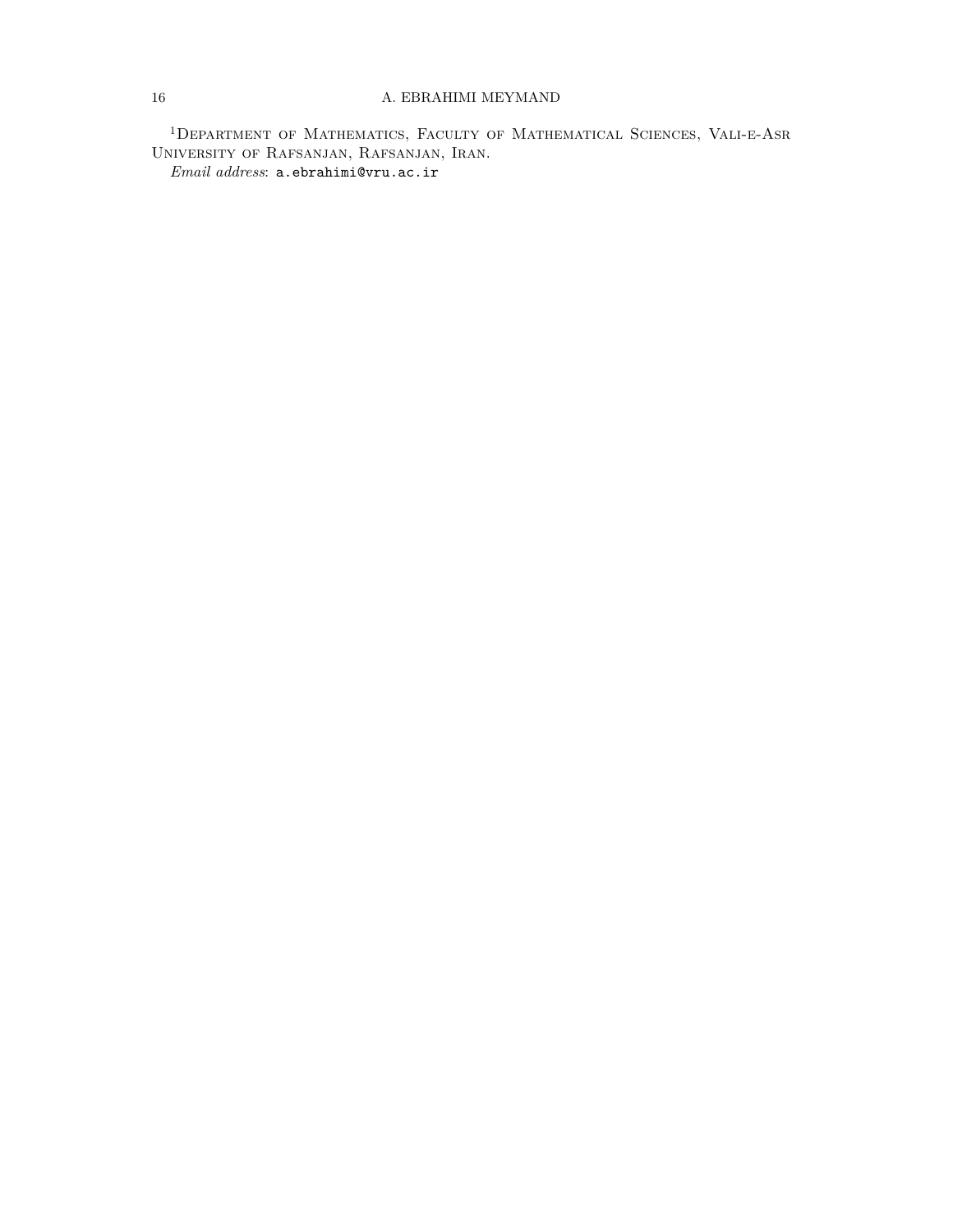[1]Department of Mathematics, Faculty of Mathematical Sciences, Vali-e-Asr University of Rafsanjan, Rafsanjan, Iran.

*Email address*: a.ebrahimi@vru.ac.ir